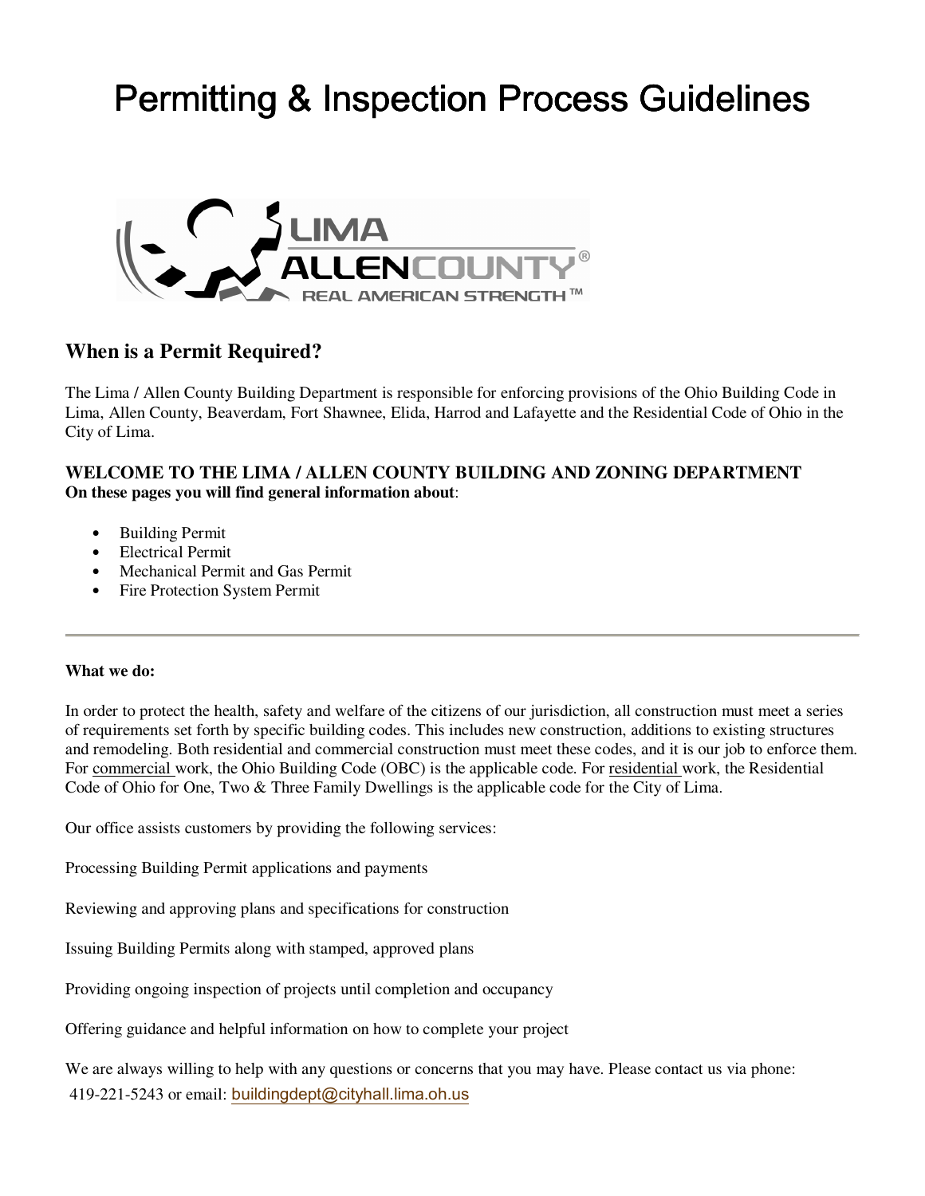# Permitting & Inspection Process Guidelines

LIMA ALLENCOUNTY® REAL AMERICAN STRENGTH™

## When is a Permit Required?

The Lima / Allen County Building Department is responsible for enforcing provisions of the Ohio Building Code in Lima, Allen County, Beaverdam, Fort Shawnee, Elida, Harrod and Lafayette and the Residential Code of Ohio in the City of Lima.

### WELCOME TO THE LIMA / ALLEN COUNTY BUILDING AND ZONING DEPARTMENT

**On these pages you will find general information about**:

- Building Permit
- Electrical Permit
- Mechanical Permit and Gas Permit
- Fire Protection System Permit

---

**What we do:**

In order to protect the health, safety and welfare of the citizens of our jurisdiction, all construction must meet a series of requirements set forth by specific building codes. This includes new construction, additions to existing structures and remodeling. Both residential and commercial construction must meet these codes, and it is our job to enforce them. For commercial work, the Ohio Building Code (OBC) is the applicable code. For residential work, the Residential Code of Ohio for One, Two & Three Family Dwellings is the applicable code for the City of Lima.

Our office assists customers by providing the following services:

Processing Building Permit applications and payments

Reviewing and approving plans and specifications for construction

Issuing Building Permits along with stamped, approved plans

Providing ongoing inspection of projects until completion and occupancy

Offering guidance and helpful information on how to complete your project

We are always willing to help with any questions or concerns that you may have. Please contact us via phone: 419-221-5243 or email: buildingdept@cityhall.lima.oh.us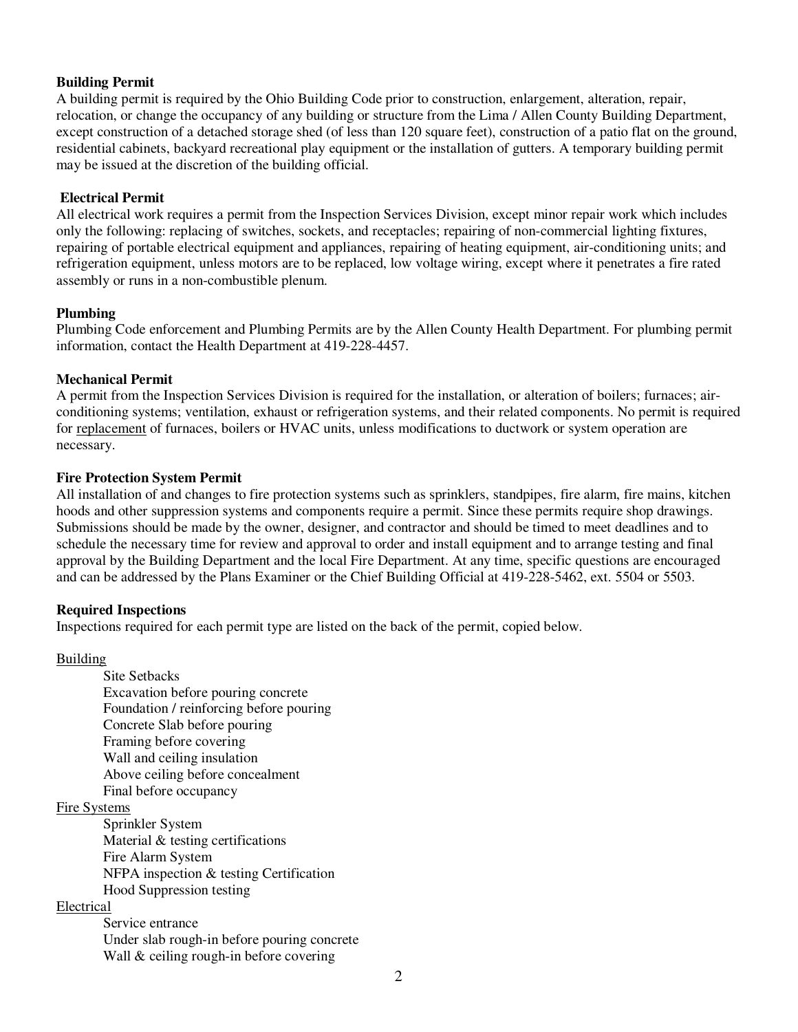**Building Permit**

A building permit is required by the Ohio Building Code prior to construction, enlargement, alteration, repair, relocation, or change the occupancy of any building or structure from the Lima / Allen County Building Department, except construction of a detached storage shed (of less than 120 square feet), construction of a patio flat on the ground, residential cabinets, backyard recreational play equipment or the installation of gutters. A temporary building permit may be issued at the discretion of the building official.

**Electrical Permit**

All electrical work requires a permit from the Inspection Services Division, except minor repair work which includes only the following: replacing of switches, sockets, and receptacles; repairing of non-commercial lighting fixtures, repairing of portable electrical equipment and appliances, repairing of heating equipment, air-conditioning units; and refrigeration equipment, unless motors are to be replaced, low voltage wiring, except where it penetrates a fire rated assembly or runs in a non-combustible plenum.

**Plumbing**

Plumbing Code enforcement and Plumbing Permits are by the Allen County Health Department. For plumbing permit information, contact the Health Department at 419-228-4457.

**Mechanical Permit**

A permit from the Inspection Services Division is required for the installation, or alteration of boilers; furnaces; air-conditioning systems; ventilation, exhaust or refrigeration systems, and their related components. No permit is required for <u>replacement</u> of furnaces, boilers or HVAC units, unless modifications to ductwork or system operation are necessary.

**Fire Protection System Permit**

All installation of and changes to fire protection systems such as sprinklers, standpipes, fire alarm, fire mains, kitchen hoods and other suppression systems and components require a permit. Since these permits require shop drawings. Submissions should be made by the owner, designer, and contractor and should be timed to meet deadlines and to schedule the necessary time for review and approval to order and install equipment and to arrange testing and final approval by the Building Department and the local Fire Department. At any time, specific questions are encouraged and can be addressed by the Plans Examiner or the Chief Building Official at 419-228-5462, ext. 5504 or 5503.

**Required Inspections**

Inspections required for each permit type are listed on the back of the permit, copied below.

<u>Building</u>

- Site Setbacks
- Excavation before pouring concrete
- Foundation / reinforcing before pouring
- Concrete Slab before pouring
- Framing before covering
- Wall and ceiling insulation
- Above ceiling before concealment
- Final before occupancy

<u>Fire Systems</u>

- Sprinkler System
- Material & testing certifications
- Fire Alarm System
- NFPA inspection & testing Certification
- Hood Suppression testing

<u>Electrical</u>

- Service entrance
- Under slab rough-in before pouring concrete
- Wall & ceiling rough-in before covering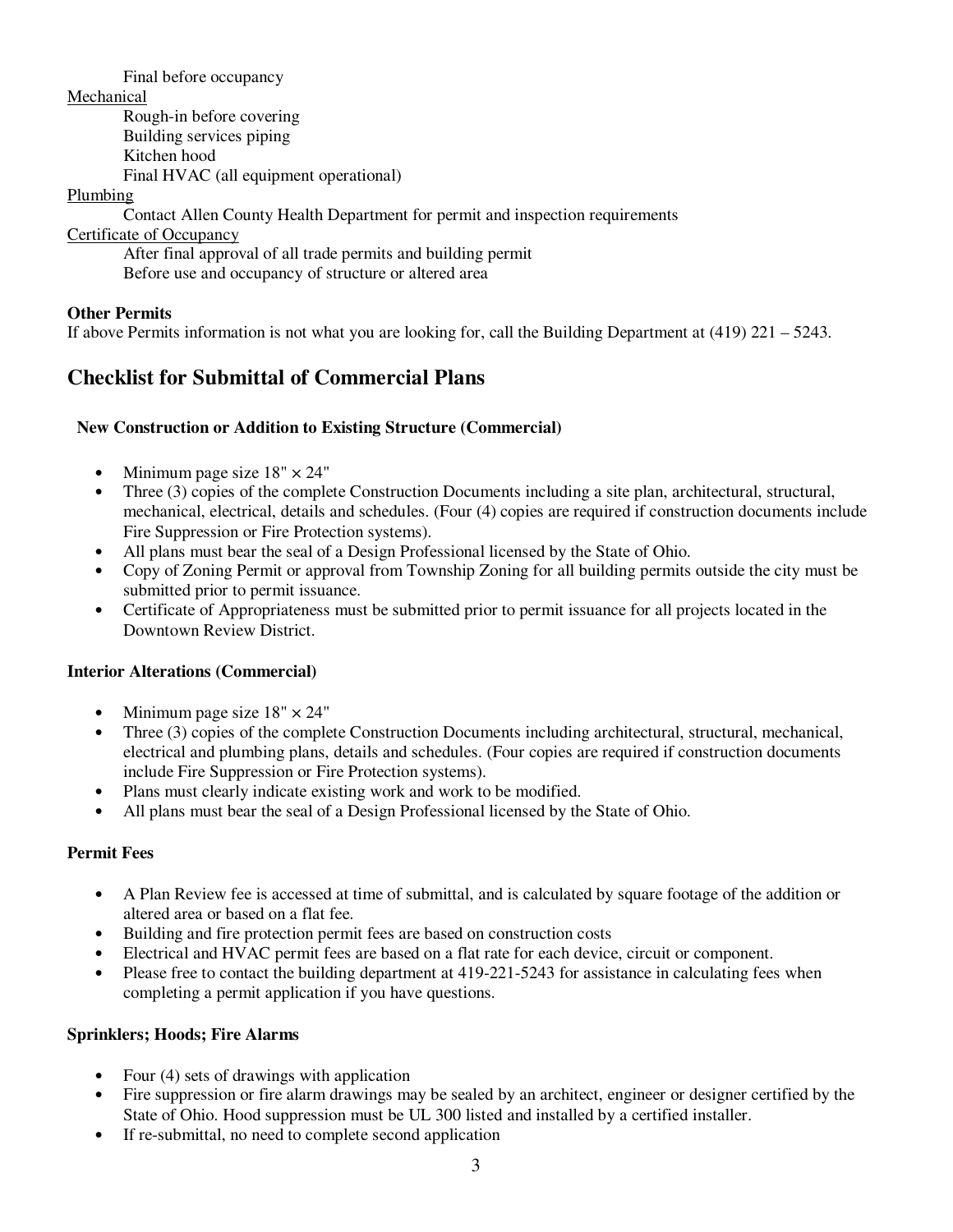Final before occupancy

Mechanical

- Rough-in before covering
- Building services piping
- Kitchen hood
- Final HVAC (all equipment operational)

Plumbing

- Contact Allen County Health Department for permit and inspection requirements

Certificate of Occupancy

- After final approval of all trade permits and building permit
- Before use and occupancy of structure or altered area

**Other Permits**

If above Permits information is not what you are looking for, call the Building Department at (419) 221 – 5243.

## Checklist for Submittal of Commercial Plans

**New Construction or Addition to Existing Structure (Commercial)**

- Minimum page size 18" × 24"
- Three (3) copies of the complete Construction Documents including a site plan, architectural, structural, mechanical, electrical, details and schedules. (Four (4) copies are required if construction documents include Fire Suppression or Fire Protection systems).
- All plans must bear the seal of a Design Professional licensed by the State of Ohio.
- Copy of Zoning Permit or approval from Township Zoning for all building permits outside the city must be submitted prior to permit issuance.
- Certificate of Appropriateness must be submitted prior to permit issuance for all projects located in the Downtown Review District.

**Interior Alterations (Commercial)**

- Minimum page size 18" × 24"
- Three (3) copies of the complete Construction Documents including architectural, structural, mechanical, electrical and plumbing plans, details and schedules. (Four copies are required if construction documents include Fire Suppression or Fire Protection systems).
- Plans must clearly indicate existing work and work to be modified.
- All plans must bear the seal of a Design Professional licensed by the State of Ohio.

**Permit Fees**

- A Plan Review fee is accessed at time of submittal, and is calculated by square footage of the addition or altered area or based on a flat fee.
- Building and fire protection permit fees are based on construction costs
- Electrical and HVAC permit fees are based on a flat rate for each device, circuit or component.
- Please free to contact the building department at 419-221-5243 for assistance in calculating fees when completing a permit application if you have questions.

**Sprinklers; Hoods; Fire Alarms**

- Four (4) sets of drawings with application
- Fire suppression or fire alarm drawings may be sealed by an architect, engineer or designer certified by the State of Ohio. Hood suppression must be UL 300 listed and installed by a certified installer.
- If re-submittal, no need to complete second application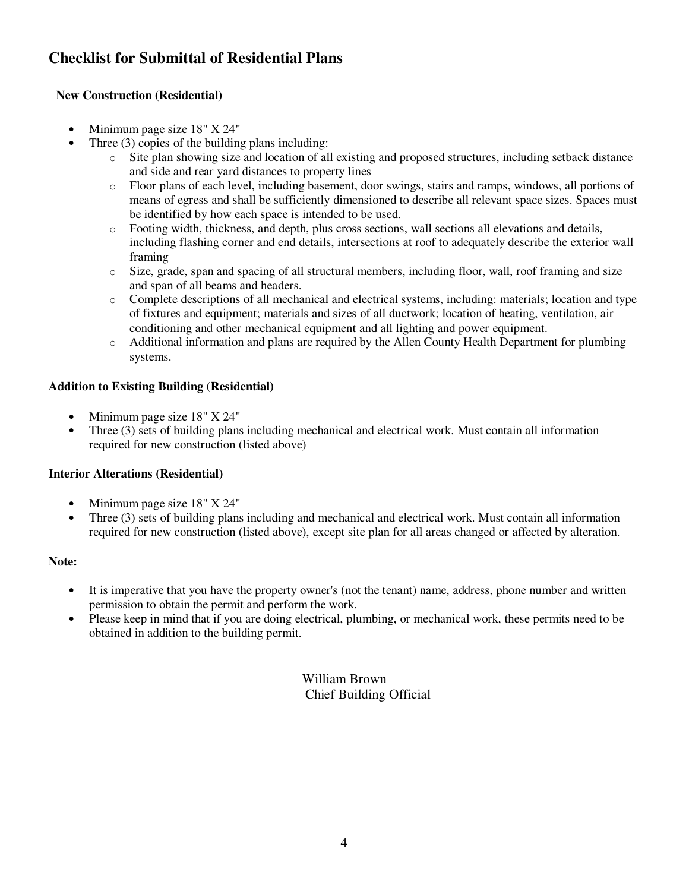## Checklist for Submittal of Residential Plans

**New Construction (Residential)**

- Minimum page size 18" X 24"
- Three (3) copies of the building plans including:
    - Site plan showing size and location of all existing and proposed structures, including setback distance and side and rear yard distances to property lines
    - Floor plans of each level, including basement, door swings, stairs and ramps, windows, all portions of means of egress and shall be sufficiently dimensioned to describe all relevant space sizes. Spaces must be identified by how each space is intended to be used.
    - Footing width, thickness, and depth, plus cross sections, wall sections all elevations and details, including flashing corner and end details, intersections at roof to adequately describe the exterior wall framing
    - Size, grade, span and spacing of all structural members, including floor, wall, roof framing and size and span of all beams and headers.
    - Complete descriptions of all mechanical and electrical systems, including: materials; location and type of fixtures and equipment; materials and sizes of all ductwork; location of heating, ventilation, air conditioning and other mechanical equipment and all lighting and power equipment.
    - Additional information and plans are required by the Allen County Health Department for plumbing systems.

**Addition to Existing Building (Residential)**

- Minimum page size 18" X 24"
- Three (3) sets of building plans including mechanical and electrical work. Must contain all information required for new construction (listed above)

**Interior Alterations (Residential)**

- Minimum page size 18" X 24"
- Three (3) sets of building plans including and mechanical and electrical work. Must contain all information required for new construction (listed above), except site plan for all areas changed or affected by alteration.

**Note:**

- It is imperative that you have the property owner's (not the tenant) name, address, phone number and written permission to obtain the permit and perform the work.
- Please keep in mind that if you are doing electrical, plumbing, or mechanical work, these permits need to be obtained in addition to the building permit.

William Brown
Chief Building Official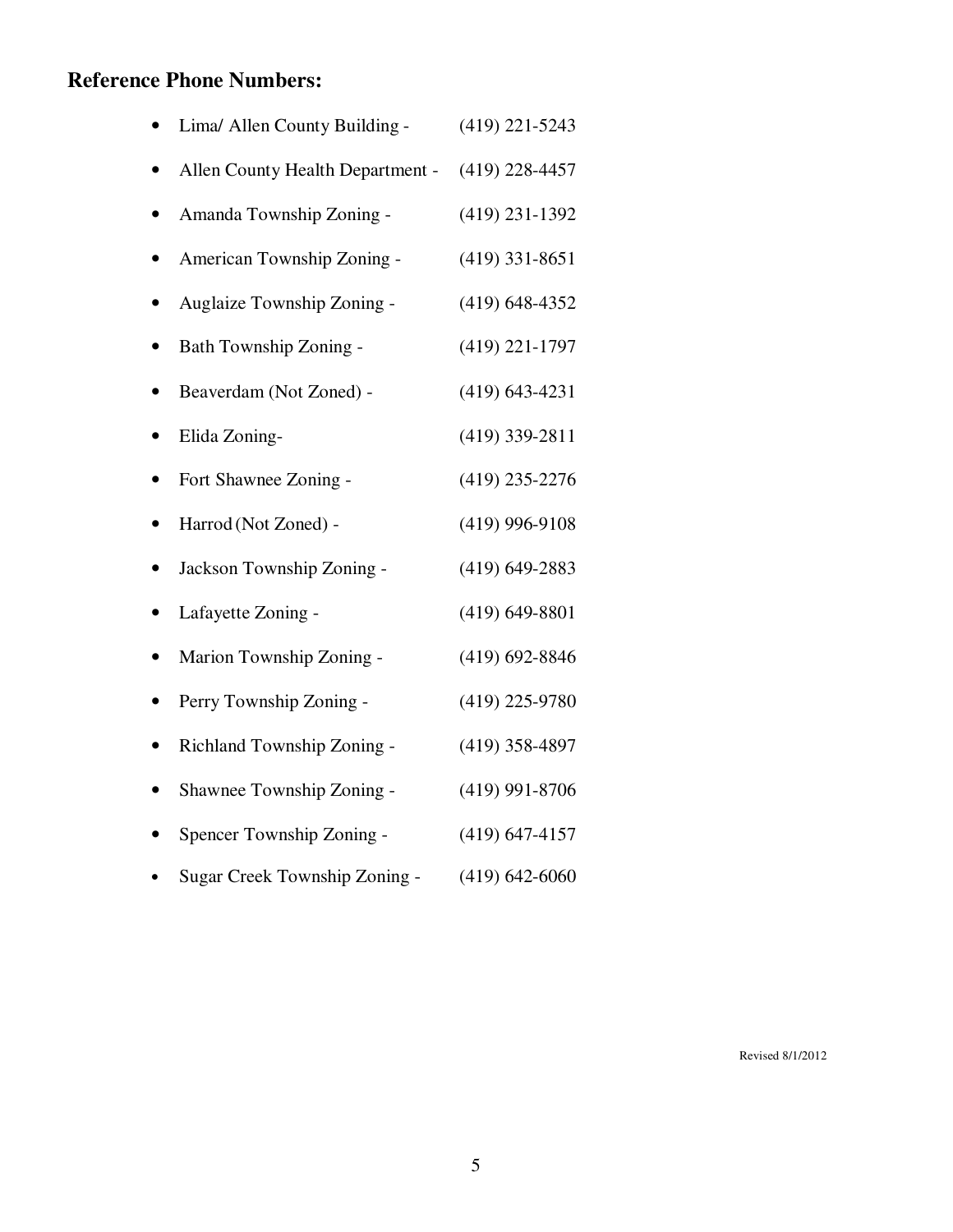## Reference Phone Numbers:

- Lima/ Allen County Building - (419) 221-5243
- Allen County Health Department - (419) 228-4457
- Amanda Township Zoning - (419) 231-1392
- American Township Zoning - (419) 331-8651
- Auglaize Township Zoning - (419) 648-4352
- Bath Township Zoning - (419) 221-1797
- Beaverdam (Not Zoned) - (419) 643-4231
- Elida Zoning- (419) 339-2811
- Fort Shawnee Zoning - (419) 235-2276
- Harrod (Not Zoned) - (419) 996-9108
- Jackson Township Zoning - (419) 649-2883
- Lafayette Zoning - (419) 649-8801
- Marion Township Zoning - (419) 692-8846
- Perry Township Zoning - (419) 225-9780
- Richland Township Zoning - (419) 358-4897
- Shawnee Township Zoning - (419) 991-8706
- Spencer Township Zoning - (419) 647-4157
- Sugar Creek Township Zoning - (419) 642-6060

Revised 8/1/2012